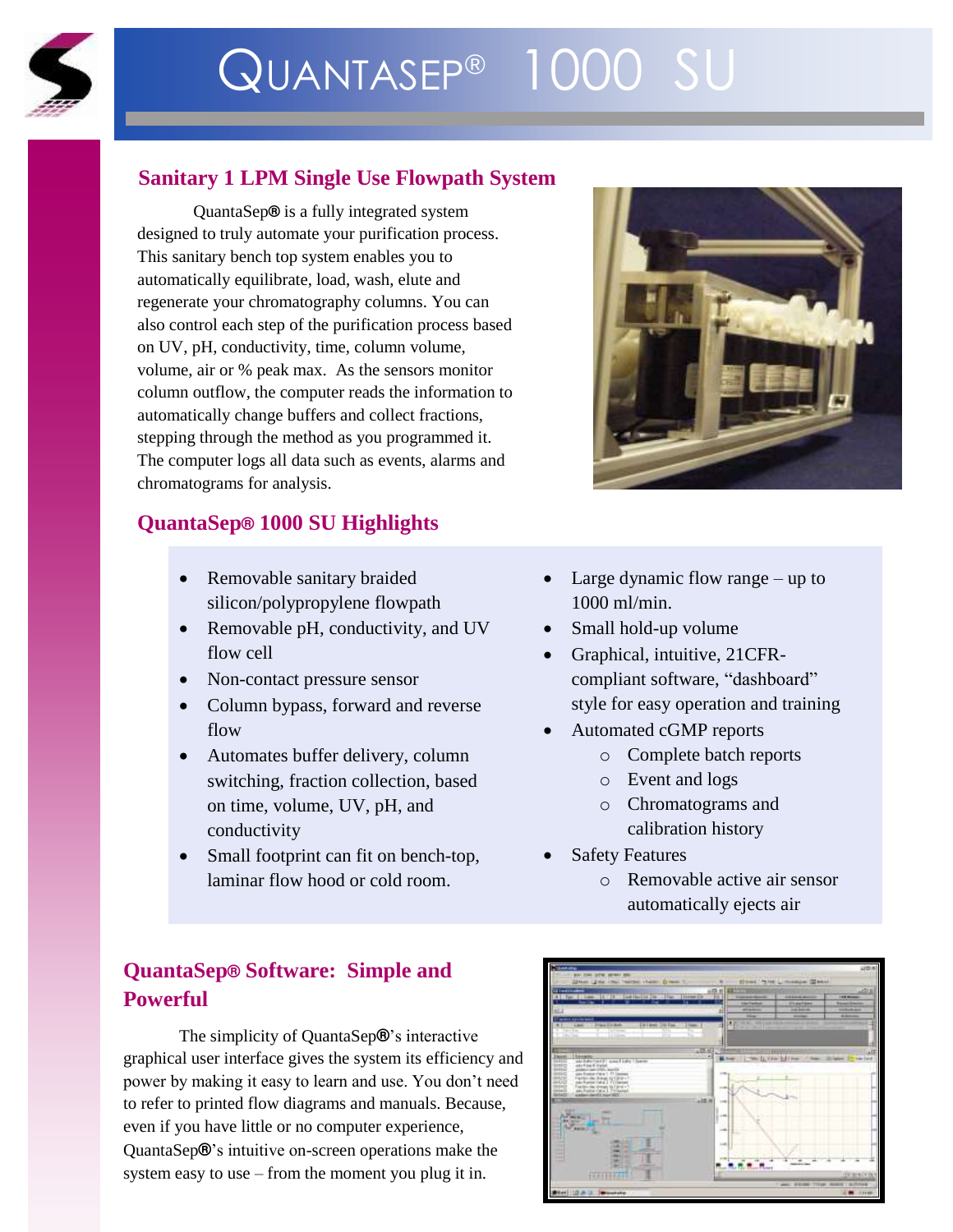# QuantaSep® 1000 SU

## Sanitary 1 LPM Single Use Flowpath System

QuantaSep® is a fully integrated system designed to truly automate your purification process. This sanitary bench top system enables you to automatically equilibrate, load, wash, elute and regenerate your chromatography columns. You can also control each step of the purification process based on UV, pH, conductivity, time, column volume, volume, air or % peak max. As the sensors monitor column outflow, the computer reads the information to automatically change buffers and collect fractions, stepping through the method as you programmed it. The computer logs all data such as events, alarms and chromatograms for analysis.

## QuantaSep® 1000 SU Highlights

- Removable sanitary braided silicon/polypropylene flowpath
- Removable pH, conductivity, and UV flow cell
- Non-contact pressure sensor
- Column bypass, forward and reverse flow
- Automates buffer delivery, column switching, fraction collection, based on time, volume, UV, pH, and conductivity
- Small footprint can fit on bench-top, laminar flow hood or cold room.
- Large dynamic flow range – up to 1000 ml/min.
- Small hold-up volume
- Graphical, intuitive, 21CFR-compliant software, "dashboard" style for easy operation and training
- Automated cGMP reports
  - Complete batch reports
  - Event and logs
  - Chromatograms and calibration history
- Safety Features
  - Removable active air sensor automatically ejects air

## QuantaSep® Software: Simple and Powerful

The simplicity of QuantaSep®'s interactive graphical user interface gives the system its efficiency and power by making it easy to learn and use. You don't need to refer to printed flow diagrams and manuals. Because, even if you have little or no computer experience, QuantaSep®'s intuitive on-screen operations make the system easy to use – from the moment you plug it in.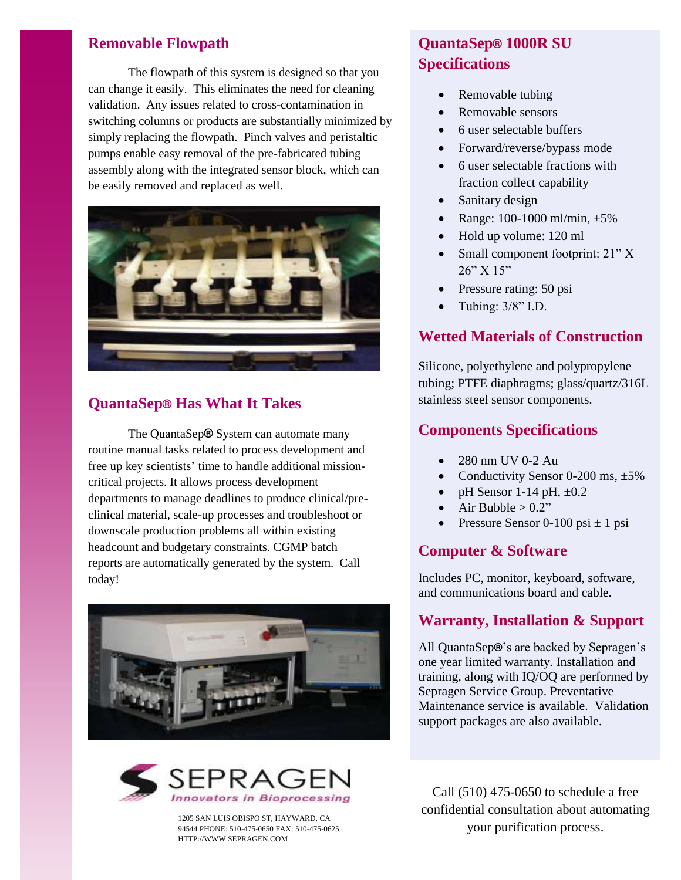## Removable Flowpath

The flowpath of this system is designed so that you can change it easily. This eliminates the need for cleaning validation. Any issues related to cross-contamination in switching columns or products are substantially minimized by simply replacing the flowpath. Pinch valves and peristaltic pumps enable easy removal of the pre-fabricated tubing assembly along with the integrated sensor block, which can be easily removed and replaced as well.

## QuantaSep® Has What It Takes

The QuantaSep® System can automate many routine manual tasks related to process development and free up key scientists' time to handle additional mission-critical projects. It allows process development departments to manage deadlines to produce clinical/pre-clinical material, scale-up processes and troubleshoot or downscale production problems all within existing headcount and budgetary constraints. CGMP batch reports are automatically generated by the system. Call today!

SEPRAGEN

*Innovators in Bioprocessing*

1205 SAN LUIS OBISPO ST, HAYWARD, CA 94544 PHONE: 510-475-0650 FAX: 510-475-0625 HTTP://WWW.SEPRAGEN.COM

## QuantaSep® 1000R SU Specifications

- Removable tubing
- Removable sensors
- 6 user selectable buffers
- Forward/reverse/bypass mode
- 6 user selectable fractions with fraction collect capability
- Sanitary design
- Range: 100-1000 ml/min, ±5%
- Hold up volume: 120 ml
- Small component footprint: 21" X 26" X 15"
- Pressure rating: 50 psi
- Tubing: 3/8" I.D.

## Wetted Materials of Construction

Silicone, polyethylene and polypropylene tubing; PTFE diaphragms; glass/quartz/316L stainless steel sensor components.

## Components Specifications

- 280 nm UV 0-2 Au
- Conductivity Sensor 0-200 ms, ±5%
- pH Sensor 1-14 pH, ±0.2
- Air Bubble > 0.2"
- Pressure Sensor 0-100 psi ± 1 psi

## Computer & Software

Includes PC, monitor, keyboard, software, and communications board and cable.

## Warranty, Installation & Support

All QuantaSep®'s are backed by Sepragen's one year limited warranty. Installation and training, along with IQ/OQ are performed by Sepragen Service Group. Preventative Maintenance service is available. Validation support packages are also available.

Call (510) 475-0650 to schedule a free confidential consultation about automating your purification process.